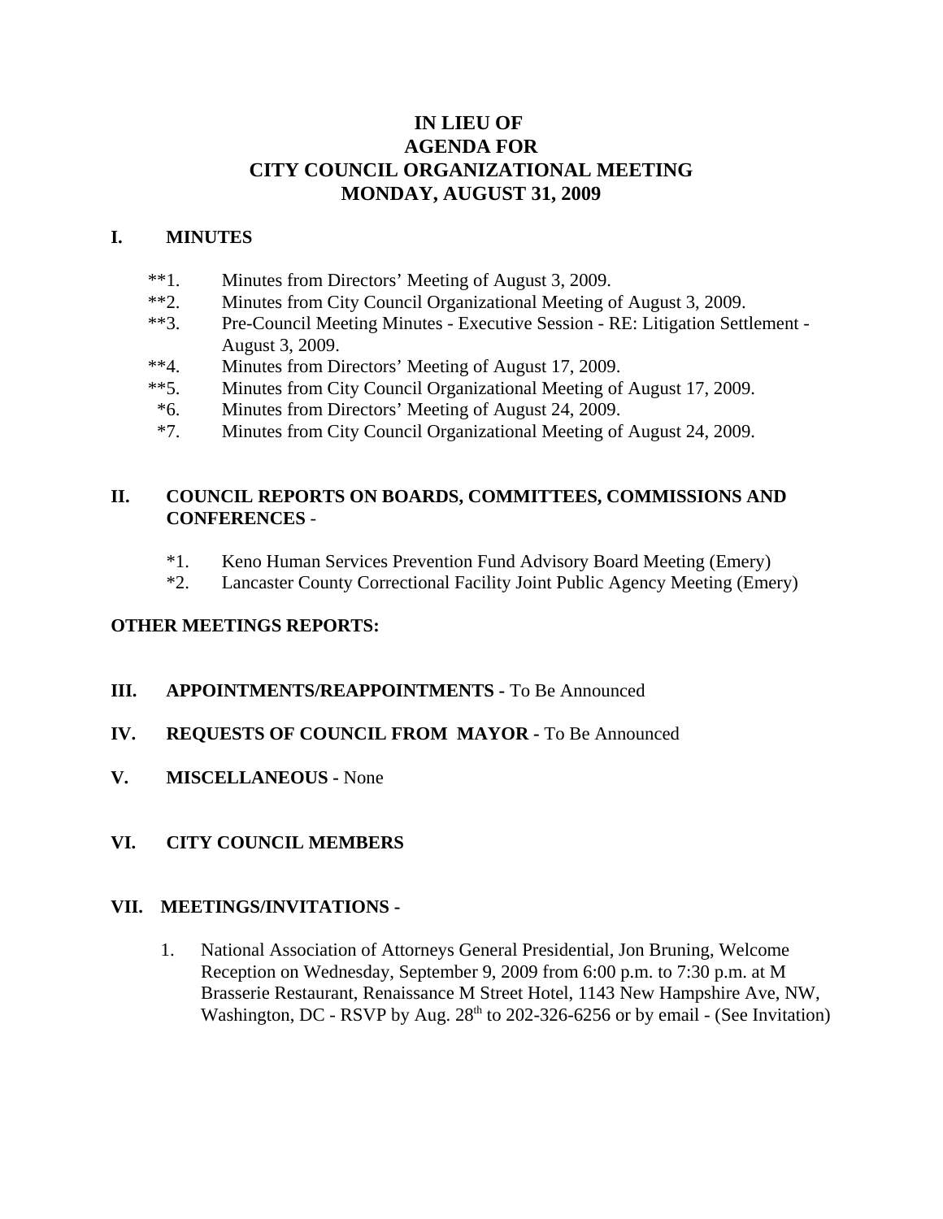# IN LIEU OF
# AGENDA FOR
# CITY COUNCIL ORGANIZATIONAL MEETING
# MONDAY, AUGUST 31, 2009

## I. MINUTES

**1. Minutes from Directors' Meeting of August 3, 2009.

**2. Minutes from City Council Organizational Meeting of August 3, 2009.

**3. Pre-Council Meeting Minutes - Executive Session - RE: Litigation Settlement - August 3, 2009.

**4. Minutes from Directors' Meeting of August 17, 2009.

**5. Minutes from City Council Organizational Meeting of August 17, 2009.

*6. Minutes from Directors' Meeting of August 24, 2009.

*7. Minutes from City Council Organizational Meeting of August 24, 2009.

## II. COUNCIL REPORTS ON BOARDS, COMMITTEES, COMMISSIONS AND CONFERENCES -

*1. Keno Human Services Prevention Fund Advisory Board Meeting (Emery)

*2. Lancaster County Correctional Facility Joint Public Agency Meeting (Emery)

## OTHER MEETINGS REPORTS:

## III. APPOINTMENTS/REAPPOINTMENTS - To Be Announced

## IV. REQUESTS OF COUNCIL FROM MAYOR - To Be Announced

## V. MISCELLANEOUS - None

## VI. CITY COUNCIL MEMBERS

## VII. MEETINGS/INVITATIONS -

1. National Association of Attorneys General Presidential, Jon Bruning, Welcome Reception on Wednesday, September 9, 2009 from 6:00 p.m. to 7:30 p.m. at M Brasserie Restaurant, Renaissance M Street Hotel, 1143 New Hampshire Ave, NW, Washington, DC - RSVP by Aug. 28th to 202-326-6256 or by email - (See Invitation)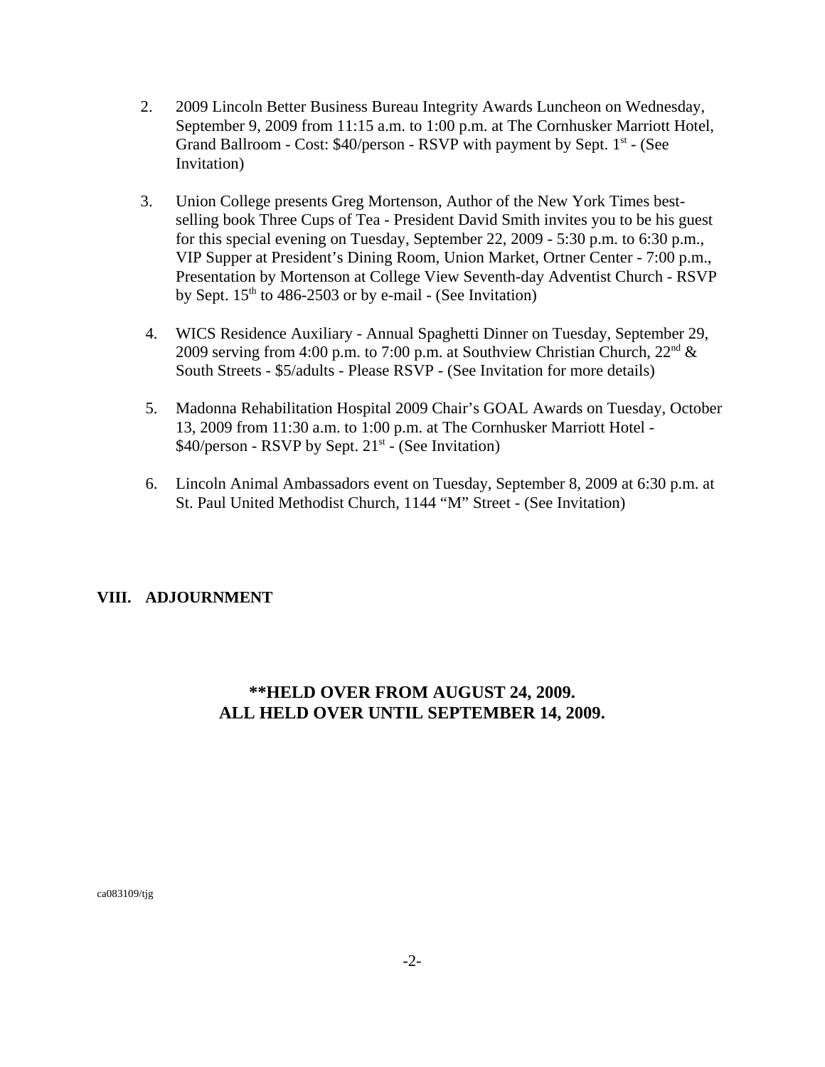2. 2009 Lincoln Better Business Bureau Integrity Awards Luncheon on Wednesday, September 9, 2009 from 11:15 a.m. to 1:00 p.m. at The Cornhusker Marriott Hotel, Grand Ballroom - Cost: $40/person - RSVP with payment by Sept. 1st - (See Invitation)

3. Union College presents Greg Mortenson, Author of the New York Times best-selling book Three Cups of Tea - President David Smith invites you to be his guest for this special evening on Tuesday, September 22, 2009 - 5:30 p.m. to 6:30 p.m., VIP Supper at President's Dining Room, Union Market, Ortner Center - 7:00 p.m., Presentation by Mortenson at College View Seventh-day Adventist Church - RSVP by Sept. 15th to 486-2503 or by e-mail - (See Invitation)

4. WICS Residence Auxiliary - Annual Spaghetti Dinner on Tuesday, September 29, 2009 serving from 4:00 p.m. to 7:00 p.m. at Southview Christian Church, 22nd & South Streets - $5/adults - Please RSVP - (See Invitation for more details)

5. Madonna Rehabilitation Hospital 2009 Chair's GOAL Awards on Tuesday, October 13, 2009 from 11:30 a.m. to 1:00 p.m. at The Cornhusker Marriott Hotel - $40/person - RSVP by Sept. 21st - (See Invitation)

6. Lincoln Animal Ambassadors event on Tuesday, September 8, 2009 at 6:30 p.m. at St. Paul United Methodist Church, 1144 "M" Street - (See Invitation)

## VIII. ADJOURNMENT

**\*\*HELD OVER FROM AUGUST 24, 2009.**
**ALL HELD OVER UNTIL SEPTEMBER 14, 2009.**

ca083109/tjg